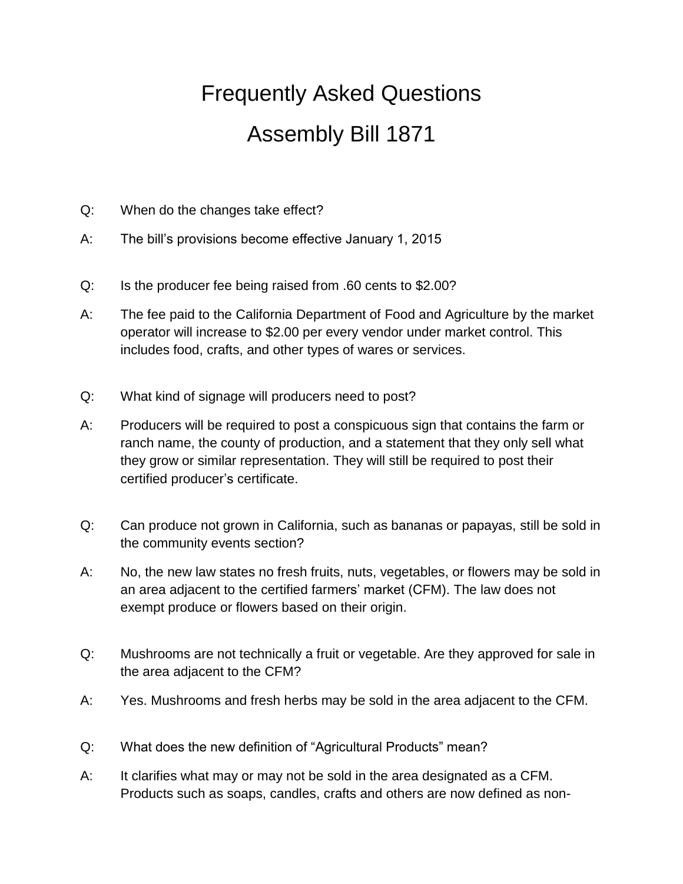# Frequently Asked Questions

# Assembly Bill 1871

Q: When do the changes take effect?

A: The bill's provisions become effective January 1, 2015

Q: Is the producer fee being raised from .60 cents to $2.00?

A: The fee paid to the California Department of Food and Agriculture by the market operator will increase to $2.00 per every vendor under market control. This includes food, crafts, and other types of wares or services.

Q: What kind of signage will producers need to post?

A: Producers will be required to post a conspicuous sign that contains the farm or ranch name, the county of production, and a statement that they only sell what they grow or similar representation. They will still be required to post their certified producer's certificate.

Q: Can produce not grown in California, such as bananas or papayas, still be sold in the community events section?

A: No, the new law states no fresh fruits, nuts, vegetables, or flowers may be sold in an area adjacent to the certified farmers' market (CFM). The law does not exempt produce or flowers based on their origin.

Q: Mushrooms are not technically a fruit or vegetable. Are they approved for sale in the area adjacent to the CFM?

A: Yes. Mushrooms and fresh herbs may be sold in the area adjacent to the CFM.

Q: What does the new definition of "Agricultural Products" mean?

A: It clarifies what may or may not be sold in the area designated as a CFM. Products such as soaps, candles, crafts and others are now defined as non-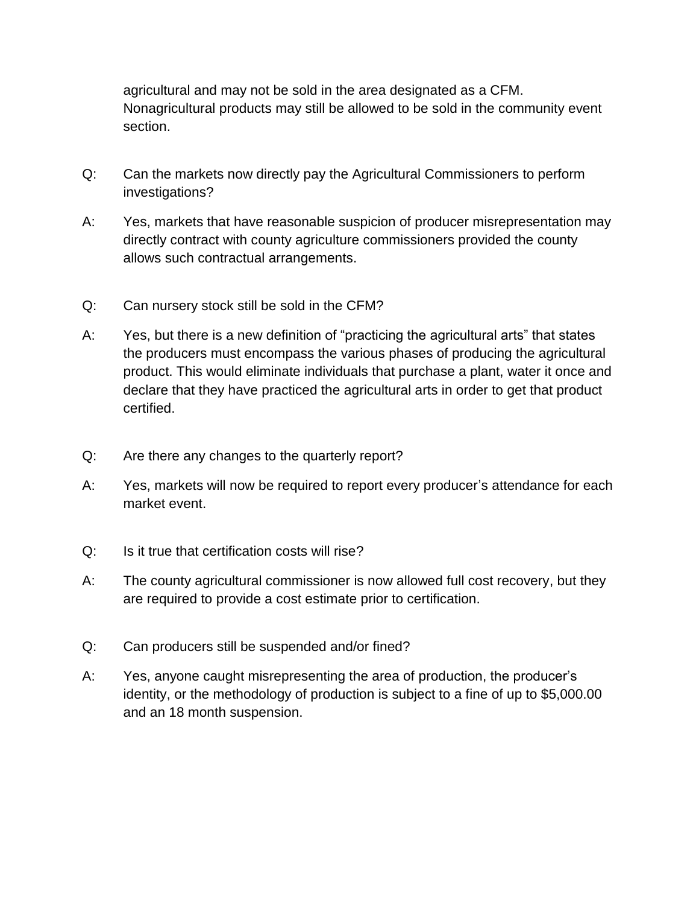agricultural and may not be sold in the area designated as a CFM. Nonagricultural products may still be allowed to be sold in the community event section.

Q: Can the markets now directly pay the Agricultural Commissioners to perform investigations?

A: Yes, markets that have reasonable suspicion of producer misrepresentation may directly contract with county agriculture commissioners provided the county allows such contractual arrangements.

Q: Can nursery stock still be sold in the CFM?

A: Yes, but there is a new definition of "practicing the agricultural arts" that states the producers must encompass the various phases of producing the agricultural product. This would eliminate individuals that purchase a plant, water it once and declare that they have practiced the agricultural arts in order to get that product certified.

Q: Are there any changes to the quarterly report?

A: Yes, markets will now be required to report every producer's attendance for each market event.

Q: Is it true that certification costs will rise?

A: The county agricultural commissioner is now allowed full cost recovery, but they are required to provide a cost estimate prior to certification.

Q: Can producers still be suspended and/or fined?

A: Yes, anyone caught misrepresenting the area of production, the producer's identity, or the methodology of production is subject to a fine of up to $5,000.00 and an 18 month suspension.